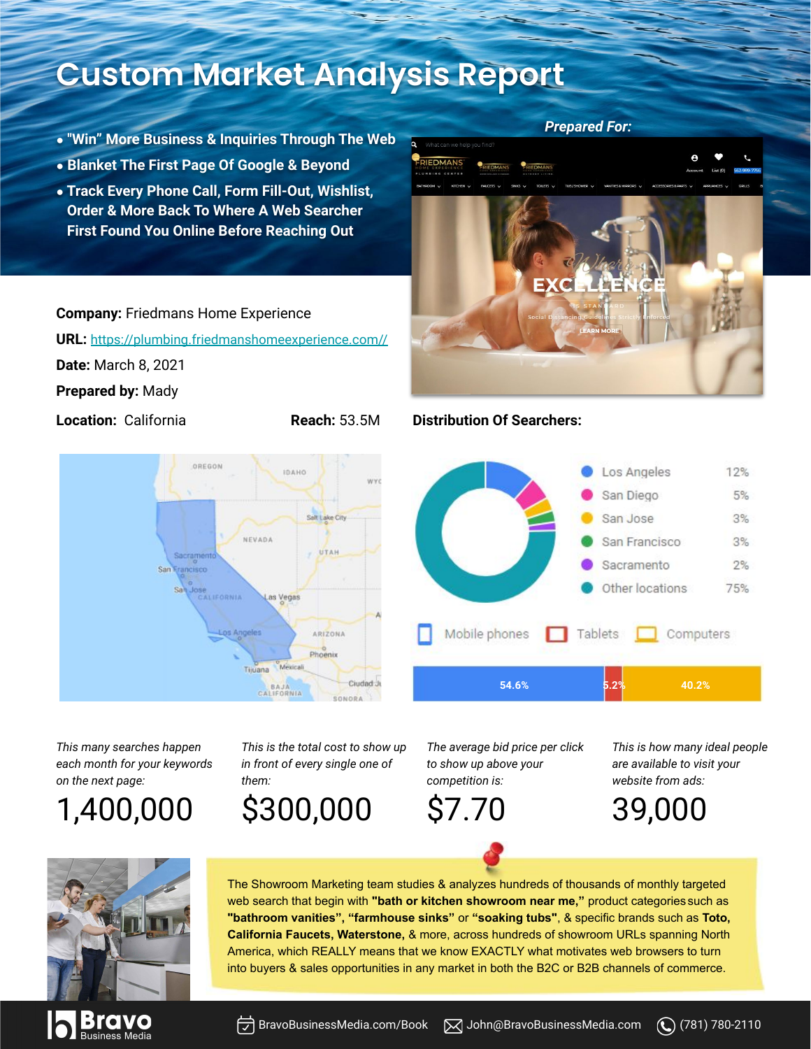# Custom Market Analysis Report

- "Win" More Business & Inquiries Through The Web
- Blanket The First Page Of Google & Beyond
- Track Every Phone Call, Form Fill-Out, Wishlist, Order & More Back To Where A Web Searcher First Found You Online Before Reaching Out

**Prepared For:**

**Company:** Friedmans Home Experience

**URL:** https://plumbing.friedmanshomeexperience.com//

**Date:** March 8, 2021

**Prepared by:** Mady

**Location:** California **Reach:** 53.5M

**Distribution Of Searchers:**

| Location | Share |
|---|---|
| Los Angeles | 12% |
| San Diego | 5% |
| San Jose | 3% |
| San Francisco | 3% |
| Sacramento | 2% |
| Other locations | 75% |

| Mobile phones | Tablets | Computers |
|---|---|---|
| 54.6% | 5.2% | 40.2% |

*This many searches happen each month for your keywords on the next page:*

1,400,000

*This is the total cost to show up in front of every single one of them:*

$300,000

*The average bid price per click to show up above your competition is:*

$7.70

*This is how many ideal people are available to visit your website from ads:*

39,000

The Showroom Marketing team studies & analyzes hundreds of thousands of monthly targeted web search that begin with **"bath or kitchen showroom near me,"** product categories such as **"bathroom vanities", "farmhouse sinks"** or **"soaking tubs"**, & specific brands such as **Toto, California Faucets, Waterstone,** & more, across hundreds of showroom URLs spanning North America, which REALLY means that we know EXACTLY what motivates web browsers to turn into buyers & sales opportunities in any market in both the B2C or B2B channels of commerce.

Bravo Business Media | BravoBusinessMedia.com/Book | John@BravoBusinessMedia.com | (781) 780-2110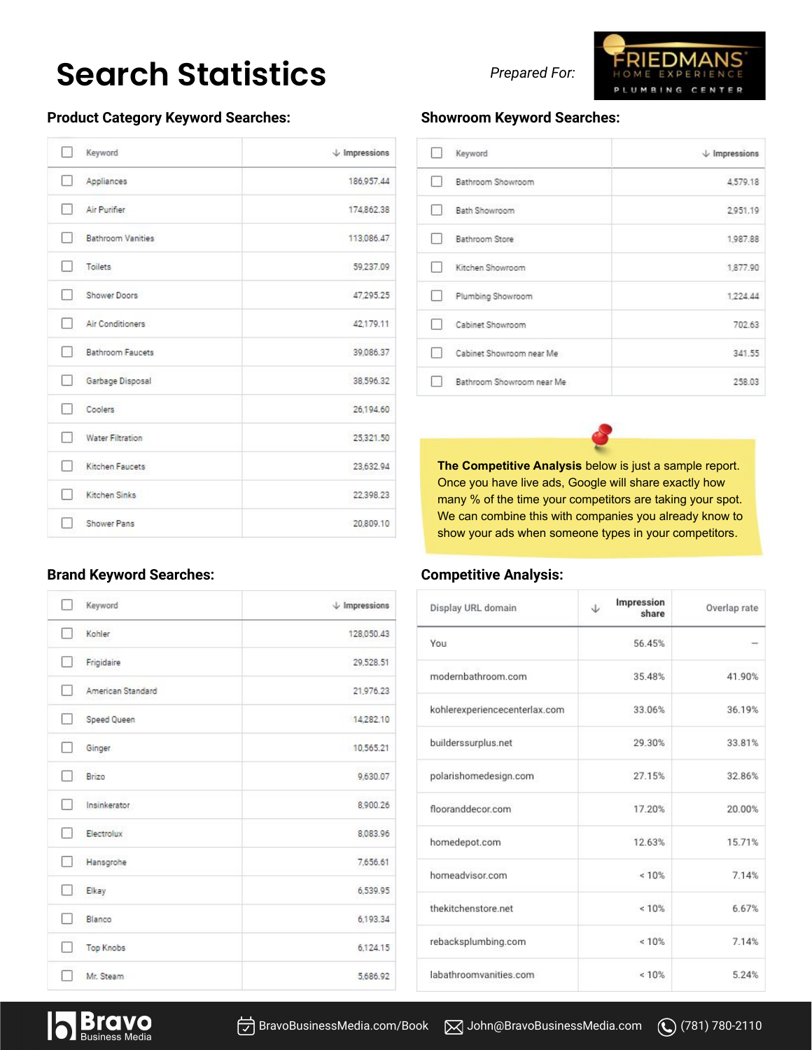# Search Statistics

*Prepared For:* FRIEDMANS HOME EXPERIENCE PLUMBING CENTER

## Product Category Keyword Searches:

| Keyword | ↓ Impressions |
|---|---|
| Appliances | 186,957.44 |
| Air Purifier | 174,862.38 |
| Bathroom Vanities | 113,086.47 |
| Toilets | 59,237.09 |
| Shower Doors | 47,295.25 |
| Air Conditioners | 42,179.11 |
| Bathroom Faucets | 39,086.37 |
| Garbage Disposal | 38,596.32 |
| Coolers | 26,194.60 |
| Water Filtration | 25,321.50 |
| Kitchen Faucets | 23,632.94 |
| Kitchen Sinks | 22,398.23 |
| Shower Pans | 20,809.10 |

## Showroom Keyword Searches:

| Keyword | ↓ Impressions |
|---|---|
| Bathroom Showroom | 4,579.18 |
| Bath Showroom | 2,951.19 |
| Bathroom Store | 1,987.88 |
| Kitchen Showroom | 1,877.90 |
| Plumbing Showroom | 1,224.44 |
| Cabinet Showroom | 702.63 |
| Cabinet Showroom near Me | 341.55 |
| Bathroom Showroom near Me | 258.03 |

**The Competitive Analysis** below is just a sample report. Once you have live ads, Google will share exactly how many % of the time your competitors are taking your spot. We can combine this with companies you already know to show your ads when someone types in your competitors.

## Brand Keyword Searches:

| Keyword | ↓ Impressions |
|---|---|
| Kohler | 128,050.43 |
| Frigidaire | 29,528.51 |
| American Standard | 21,976.23 |
| Speed Queen | 14,282.10 |
| Ginger | 10,565.21 |
| Brizo | 9,630.07 |
| Insinkerator | 8,900.26 |
| Electrolux | 8,083.96 |
| Hansgrohe | 7,656.61 |
| Elkay | 6,539.95 |
| Blanco | 6,193.34 |
| Top Knobs | 6,124.15 |
| Mr. Steam | 5,686.92 |

## Competitive Analysis:

| Display URL domain | ↓ Impression share | Overlap rate |
|---|---|---|
| You | 56.45% | – |
| modernbathroom.com | 35.48% | 41.90% |
| kohlerexperiencecenterlax.com | 33.06% | 36.19% |
| builderssurplus.net | 29.30% | 33.81% |
| polarishomedesign.com | 27.15% | 32.86% |
| flooranddecor.com | 17.20% | 20.00% |
| homedepot.com | 12.63% | 15.71% |
| homeadvisor.com | < 10% | 7.14% |
| thekitchenstore.net | < 10% | 6.67% |
| rebacksplumbing.com | < 10% | 7.14% |
| labathroomvanities.com | < 10% | 5.24% |

Bravo Business Media | BravoBusinessMedia.com/Book | John@BravoBusinessMedia.com | (781) 780-2110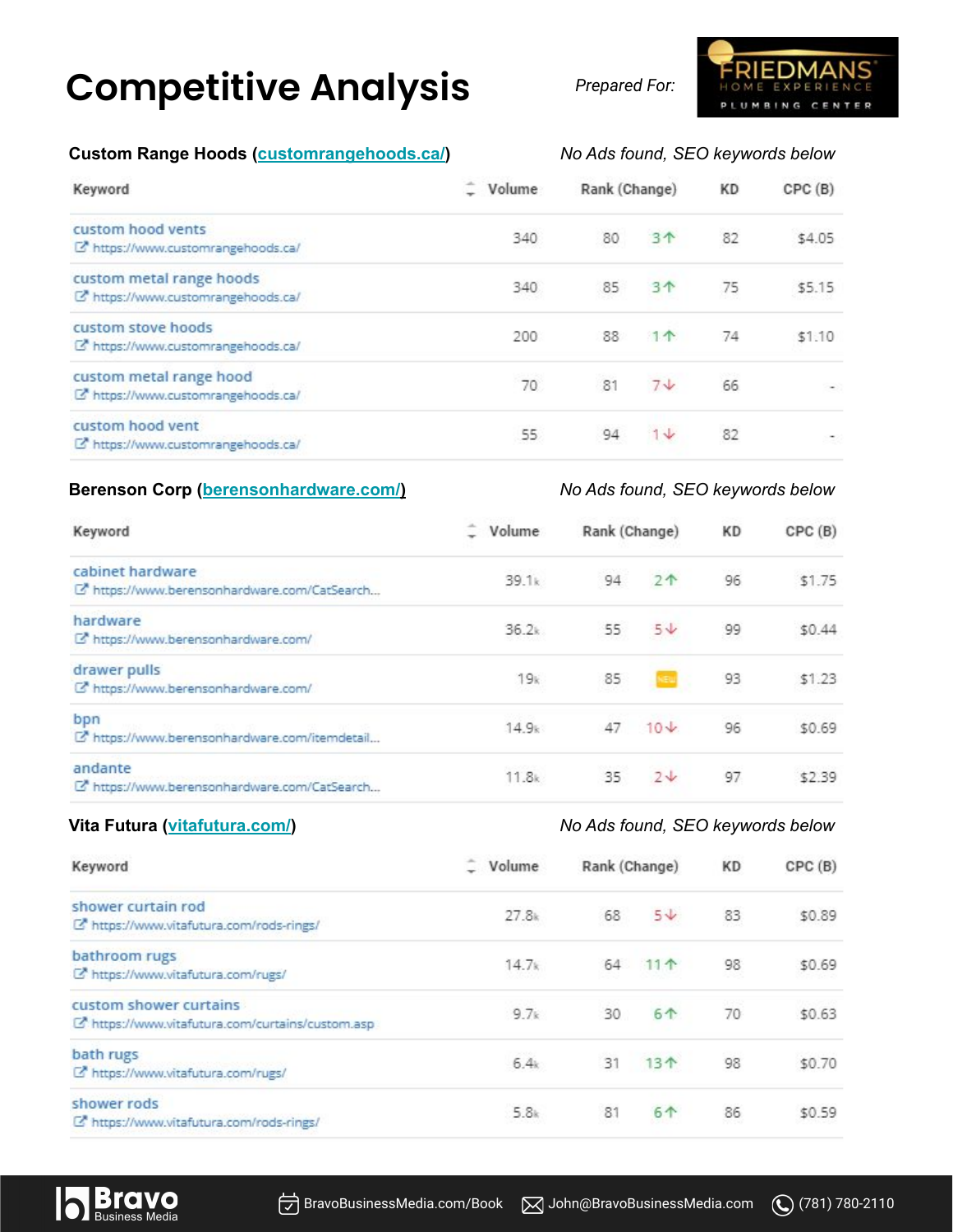# Competitive Analysis

*Prepared For:* FRIEDMANS HOME EXPERIENCE PLUMBING CENTER

**Custom Range Hoods (customrangehoods.ca/)** *No Ads found, SEO keywords below*

| Keyword | Volume | Rank (Change) | | KD | CPC (B) |
|---|---|---|---|---|---|
| custom hood vents https://www.customrangehoods.ca/ | 340 | 80 | 3↑ | 82 | $4.05 |
| custom metal range hoods https://www.customrangehoods.ca/ | 340 | 85 | 3↑ | 75 | $5.15 |
| custom stove hoods https://www.customrangehoods.ca/ | 200 | 88 | 1↑ | 74 | $1.10 |
| custom metal range hood https://www.customrangehoods.ca/ | 70 | 81 | 7↓ | 66 | - |
| custom hood vent https://www.customrangehoods.ca/ | 55 | 94 | 1↓ | 82 | - |

**Berenson Corp (berensonhardware.com/)** *No Ads found, SEO keywords below*

| Keyword | Volume | Rank (Change) | | KD | CPC (B) |
|---|---|---|---|---|---|
| cabinet hardware https://www.berensonhardware.com/CatSearch... | 39.1k | 94 | 2↑ | 96 | $1.75 |
| hardware https://www.berensonhardware.com/ | 36.2k | 55 | 5↓ | 99 | $0.44 |
| drawer pulls https://www.berensonhardware.com/ | 19k | 85 | NEW | 93 | $1.23 |
| bpn https://www.berensonhardware.com/itemdetail... | 14.9k | 47 | 10↓ | 96 | $0.69 |
| andante https://www.berensonhardware.com/CatSearch... | 11.8k | 35 | 2↓ | 97 | $2.39 |

**Vita Futura (vitafutura.com/)** *No Ads found, SEO keywords below*

| Keyword | Volume | Rank (Change) | | KD | CPC (B) |
|---|---|---|---|---|---|
| shower curtain rod https://www.vitafutura.com/rods-rings/ | 27.8k | 68 | 5↓ | 83 | $0.89 |
| bathroom rugs https://www.vitafutura.com/rugs/ | 14.7k | 64 | 11↑ | 98 | $0.69 |
| custom shower curtains https://www.vitafutura.com/curtains/custom.asp | 9.7k | 30 | 6↑ | 70 | $0.63 |
| bath rugs https://www.vitafutura.com/rugs/ | 6.4k | 31 | 13↑ | 98 | $0.70 |
| shower rods https://www.vitafutura.com/rods-rings/ | 5.8k | 81 | 6↑ | 86 | $0.59 |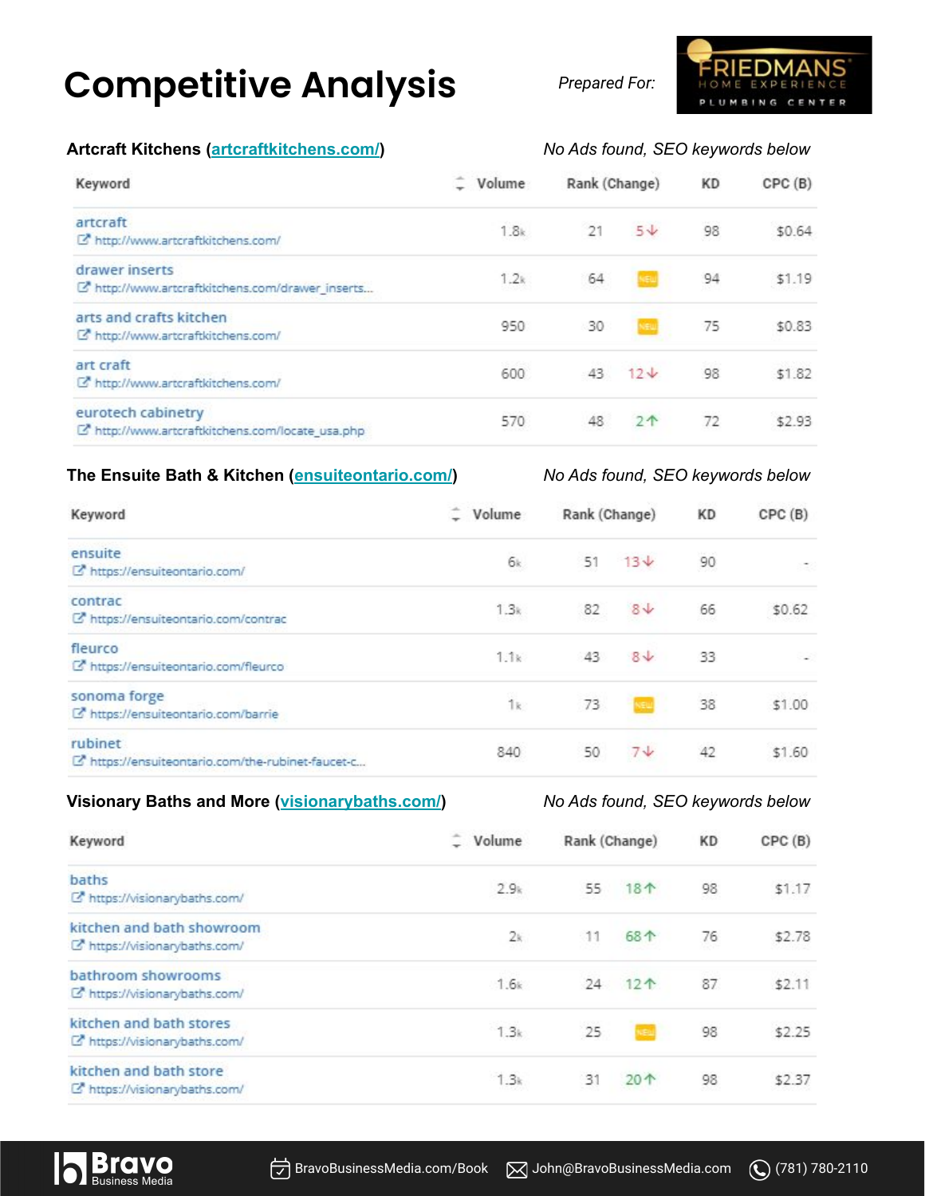# Competitive Analysis

*Prepared For:* FRIEDMANS HOME EXPERIENCE PLUMBING CENTER

**Artcraft Kitchens ([artcraftkitchens.com/](artcraftkitchens.com/))**

*No Ads found, SEO keywords below*

| Keyword | Volume | Rank (Change) | | KD | CPC (B) |
|---|---|---|---|---|---|
| artcraft<br>http://www.artcraftkitchens.com/ | 1.8k | 21 | 5↓ | 98 | $0.64 |
| drawer inserts<br>http://www.artcraftkitchens.com/drawer_inserts... | 1.2k | 64 | NEW | 94 | $1.19 |
| arts and crafts kitchen<br>http://www.artcraftkitchens.com/ | 950 | 30 | NEW | 75 | $0.83 |
| art craft<br>http://www.artcraftkitchens.com/ | 600 | 43 | 12↓ | 98 | $1.82 |
| eurotech cabinetry<br>http://www.artcraftkitchens.com/locate_usa.php | 570 | 48 | 2↑ | 72 | $2.93 |

**The Ensuite Bath & Kitchen ([ensuiteontario.com/](ensuiteontario.com/))**

*No Ads found, SEO keywords below*

| Keyword | Volume | Rank (Change) | | KD | CPC (B) |
|---|---|---|---|---|---|
| ensuite<br>https://ensuiteontario.com/ | 6k | 51 | 13↓ | 90 | - |
| contrac<br>https://ensuiteontario.com/contrac | 1.3k | 82 | 8↓ | 66 | $0.62 |
| fleurco<br>https://ensuiteontario.com/fleurco | 1.1k | 43 | 8↓ | 33 | - |
| sonoma forge<br>https://ensuiteontario.com/barrie | 1k | 73 | NEW | 38 | $1.00 |
| rubinet<br>https://ensuiteontario.com/the-rubinet-faucet-c... | 840 | 50 | 7↓ | 42 | $1.60 |

**Visionary Baths and More ([visionarybaths.com/](visionarybaths.com/))**

*No Ads found, SEO keywords below*

| Keyword | Volume | Rank (Change) | | KD | CPC (B) |
|---|---|---|---|---|---|
| baths<br>https://visionarybaths.com/ | 2.9k | 55 | 18↑ | 98 | $1.17 |
| kitchen and bath showroom<br>https://visionarybaths.com/ | 2k | 11 | 68↑ | 76 | $2.78 |
| bathroom showrooms<br>https://visionarybaths.com/ | 1.6k | 24 | 12↑ | 87 | $2.11 |
| kitchen and bath stores<br>https://visionarybaths.com/ | 1.3k | 25 | NEW | 98 | $2.25 |
| kitchen and bath store<br>https://visionarybaths.com/ | 1.3k | 31 | 20↑ | 98 | $2.37 |

Bravo Business Media | BravoBusinessMedia.com/Book | John@BravoBusinessMedia.com | (781) 780-2110